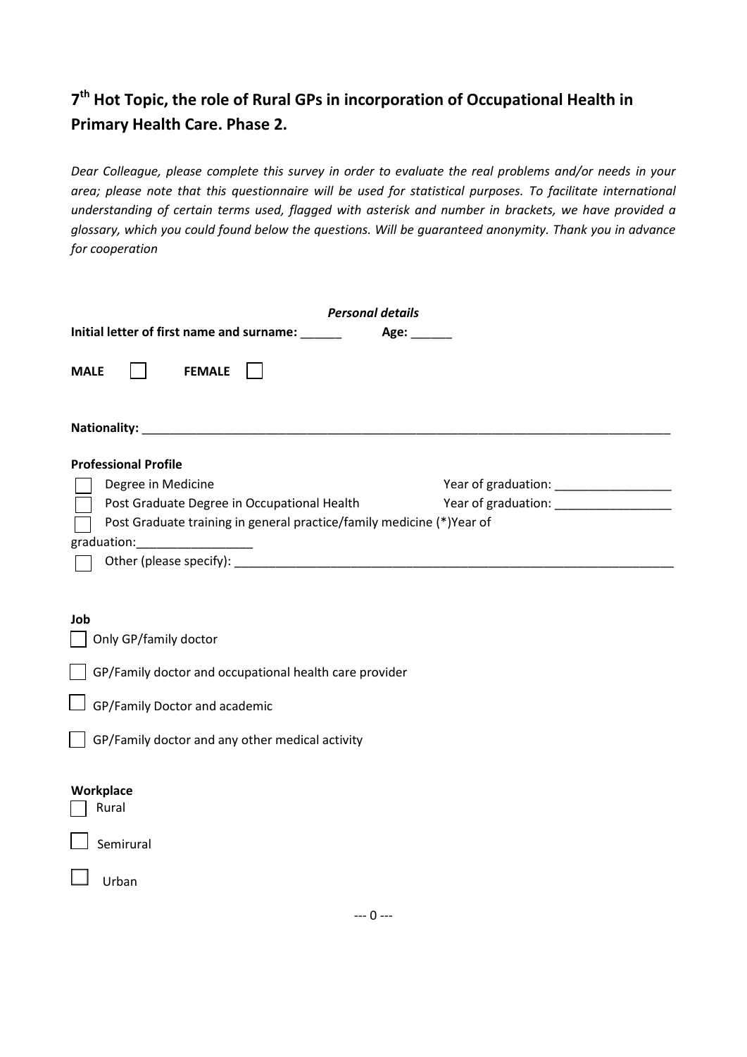## 7th Hot Topic, the role of Rural GPs in incorporation of Occupational Health in Primary Health Care. Phase 2.

*Dear Colleague, please complete this survey in order to evaluate the real problems and/or needs in your area; please note that this questionnaire will be used for statistical purposes. To facilitate international understanding of certain terms used, flagged with asterisk and number in brackets, we have provided a glossary, which you could found below the questions. Will be guaranteed anonymity. Thank you in advance for cooperation*

***Personal details***

**Initial letter of first name and surname:** ______ **Age:** ______

**MALE** ☐ **FEMALE** ☐

**Nationality:** ________________________________________________________________________________

**Professional Profile**

- ☐ Degree in Medicine — Year of graduation: _________________
- ☐ Post Graduate Degree in Occupational Health — Year of graduation: _________________
- ☐ Post Graduate training in general practice/family medicine (*)Year of graduation:_________________
- ☐ Other (please specify): ___________________________________________________________________

**Job**

- ☐ Only GP/family doctor
- ☐ GP/Family doctor and occupational health care provider
- ☐ GP/Family Doctor and academic
- ☐ GP/Family doctor and any other medical activity

**Workplace**

- ☐ Rural
- ☐ Semirural
- ☐ Urban

--- 0 ---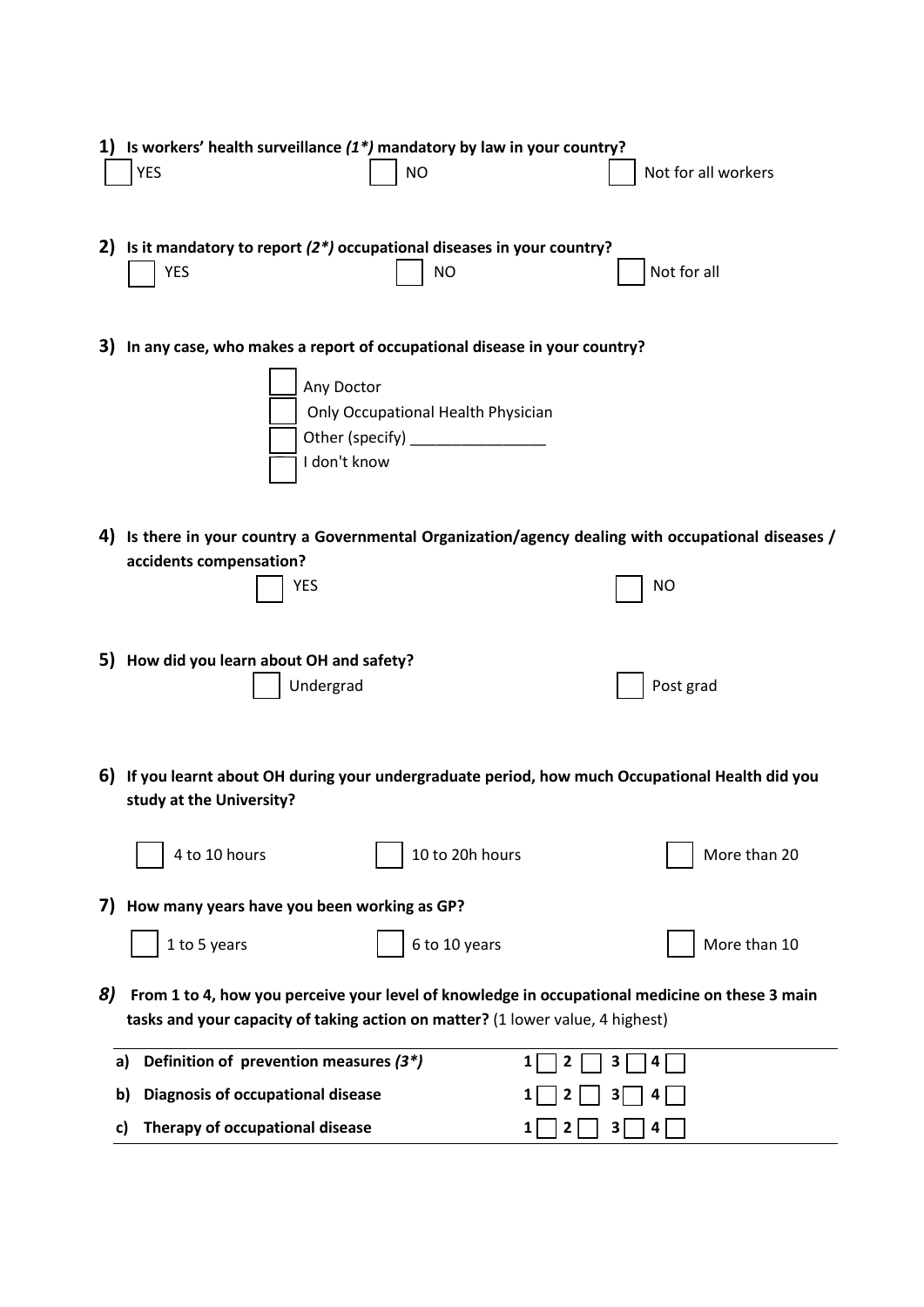**1) Is workers' health surveillance *(1*)* mandatory by law in your country?**

☐ YES ☐ NO ☐ Not for all workers

**2) Is it mandatory to report *(2*)* occupational diseases in your country?**

☐ YES ☐ NO ☐ Not for all

**3) In any case, who makes a report of occupational disease in your country?**

☐ Any Doctor
☐ Only Occupational Health Physician
☐ Other (specify) ________________
☐ I don't know

**4) Is there in your country a Governmental Organization/agency dealing with occupational diseases / accidents compensation?**

☐ YES ☐ NO

**5) How did you learn about OH and safety?**

☐ Undergrad ☐ Post grad

**6) If you learnt about OH during your undergraduate period, how much Occupational Health did you study at the University?**

☐ 4 to 10 hours ☐ 10 to 20h hours ☐ More than 20

**7) How many years have you been working as GP?**

☐ 1 to 5 years ☐ 6 to 10 years ☐ More than 10

***8)* From 1 to 4, how you perceive your level of knowledge in occupational medicine on these 3 main tasks and your capacity of taking action on matter?** (1 lower value, 4 highest)

| | | |
|---|---|---|
| **a)** | **Definition of prevention measures *(3*)*** | **1** ☐ **2** ☐ **3** ☐ **4** ☐ |
| **b)** | **Diagnosis of occupational disease** | **1** ☐ **2** ☐ **3** ☐ **4** ☐ |
| **c)** | **Therapy of occupational disease** | **1** ☐ **2** ☐ **3** ☐ **4** ☐ |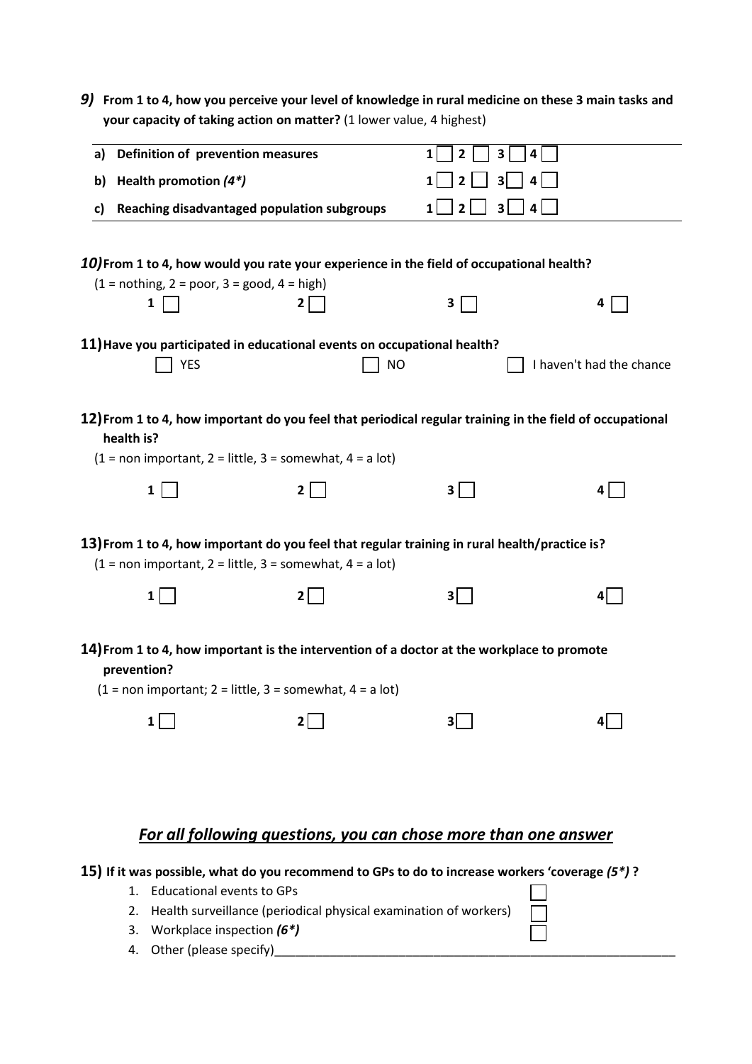**9) From 1 to 4, how you perceive your level of knowledge in rural medicine on these 3 main tasks and your capacity of taking action on matter?** (1 lower value, 4 highest)

| | | |
|---|---|---|
| a) | **Definition of prevention measures** | 1 ☐ 2 ☐ 3 ☐ 4 ☐ |
| b) | **Health promotion *(4*)*** | 1 ☐ 2 ☐ 3 ☐ 4 ☐ |
| c) | **Reaching disadvantaged population subgroups** | 1 ☐ 2 ☐ 3 ☐ 4 ☐ |

**10) From 1 to 4, how would you rate your experience in the field of occupational health?**

(1 = nothing, 2 = poor, 3 = good, 4 = high)

**1** ☐ **2** ☐ **3** ☐ **4** ☐

**11) Have you participated in educational events on occupational health?**

☐ YES ☐ NO ☐ I haven't had the chance

**12) From 1 to 4, how important do you feel that periodical regular training in the field of occupational health is?**

(1 = non important, 2 = little, 3 = somewhat, 4 = a lot)

**1** ☐ **2** ☐ **3** ☐ **4** ☐

**13) From 1 to 4, how important do you feel that regular training in rural health/practice is?**

(1 = non important, 2 = little, 3 = somewhat, 4 = a lot)

**1** ☐ **2** ☐ **3** ☐ **4** ☐

**14) From 1 to 4, how important is the intervention of a doctor at the workplace to promote prevention?**

(1 = non important; 2 = little, 3 = somewhat, 4 = a lot)

**1** ☐ **2** ☐ **3** ☐ **4** ☐

## ***For all following questions, you can chose more than one answer***

**15) If it was possible, what do you recommend to GPs to do to increase workers 'coverage *(5*)* ?**

1. Educational events to GPs ☐
2. Health surveillance (periodical physical examination of workers) ☐
3. Workplace inspection ***(6*)*** ☐
4. Other (please specify)\_\_\_\_\_\_\_\_\_\_\_\_\_\_\_\_\_\_\_\_\_\_\_\_\_\_\_\_\_\_\_\_\_\_\_\_\_\_\_\_\_\_\_\_\_\_\_\_\_\_\_\_\_\_\_\_\_\_\_\_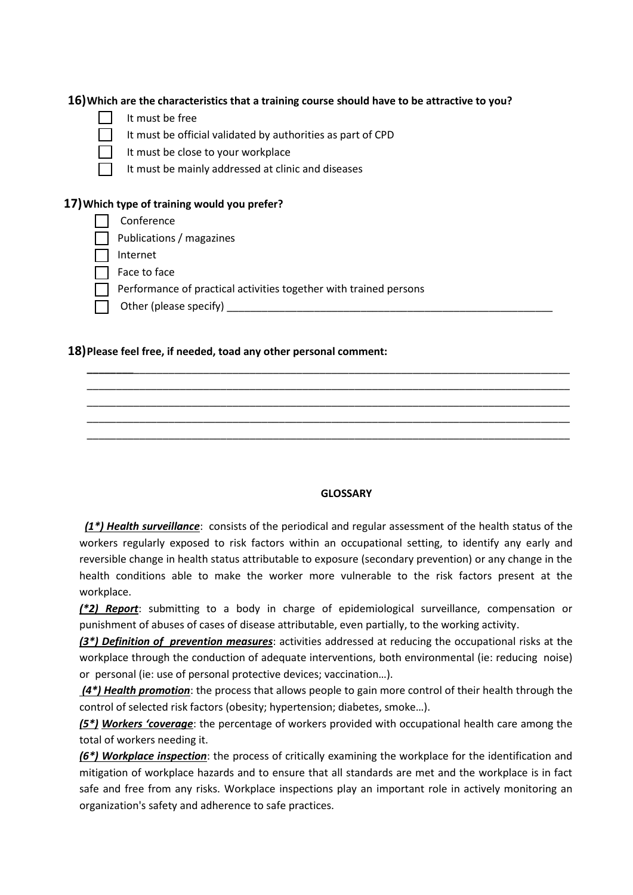**16) Which are the characteristics that a training course should have to be attractive to you?**

- ☐ It must be free
- ☐ It must be official validated by authorities as part of CPD
- ☐ It must be close to your workplace
- ☐ It must be mainly addressed at clinic and diseases

**17) Which type of training would you prefer?**

- ☐ Conference
- ☐ Publications / magazines
- ☐ Internet
- ☐ Face to face
- ☐ Performance of practical activities together with trained persons
- ☐ Other (please specify) ______________________________________________

**18) Please feel free, if needed, toad any other personal comment:**

______________________________________________________________________________
______________________________________________________________________________
______________________________________________________________________________
______________________________________________________________________________
______________________________________________________________________________

**GLOSSARY**

***(1\*) Health surveillance***: consists of the periodical and regular assessment of the health status of the workers regularly exposed to risk factors within an occupational setting, to identify any early and reversible change in health status attributable to exposure (secondary prevention) or any change in the health conditions able to make the worker more vulnerable to the risk factors present at the workplace.

***(\*2) Report***: submitting to a body in charge of epidemiological surveillance, compensation or punishment of abuses of cases of disease attributable, even partially, to the working activity.

***(3\*) Definition of prevention measures***: activities addressed at reducing the occupational risks at the workplace through the conduction of adequate interventions, both environmental (ie: reducing noise) or personal (ie: use of personal protective devices; vaccination…).

***(4\*) Health promotion***: the process that allows people to gain more control of their health through the control of selected risk factors (obesity; hypertension; diabetes, smoke…).

***(5\*) Workers 'coverage***: the percentage of workers provided with occupational health care among the total of workers needing it.

***(6\*) Workplace inspection***: the process of critically examining the workplace for the identification and mitigation of workplace hazards and to ensure that all standards are met and the workplace is in fact safe and free from any risks. Workplace inspections play an important role in actively monitoring an organization's safety and adherence to safe practices.